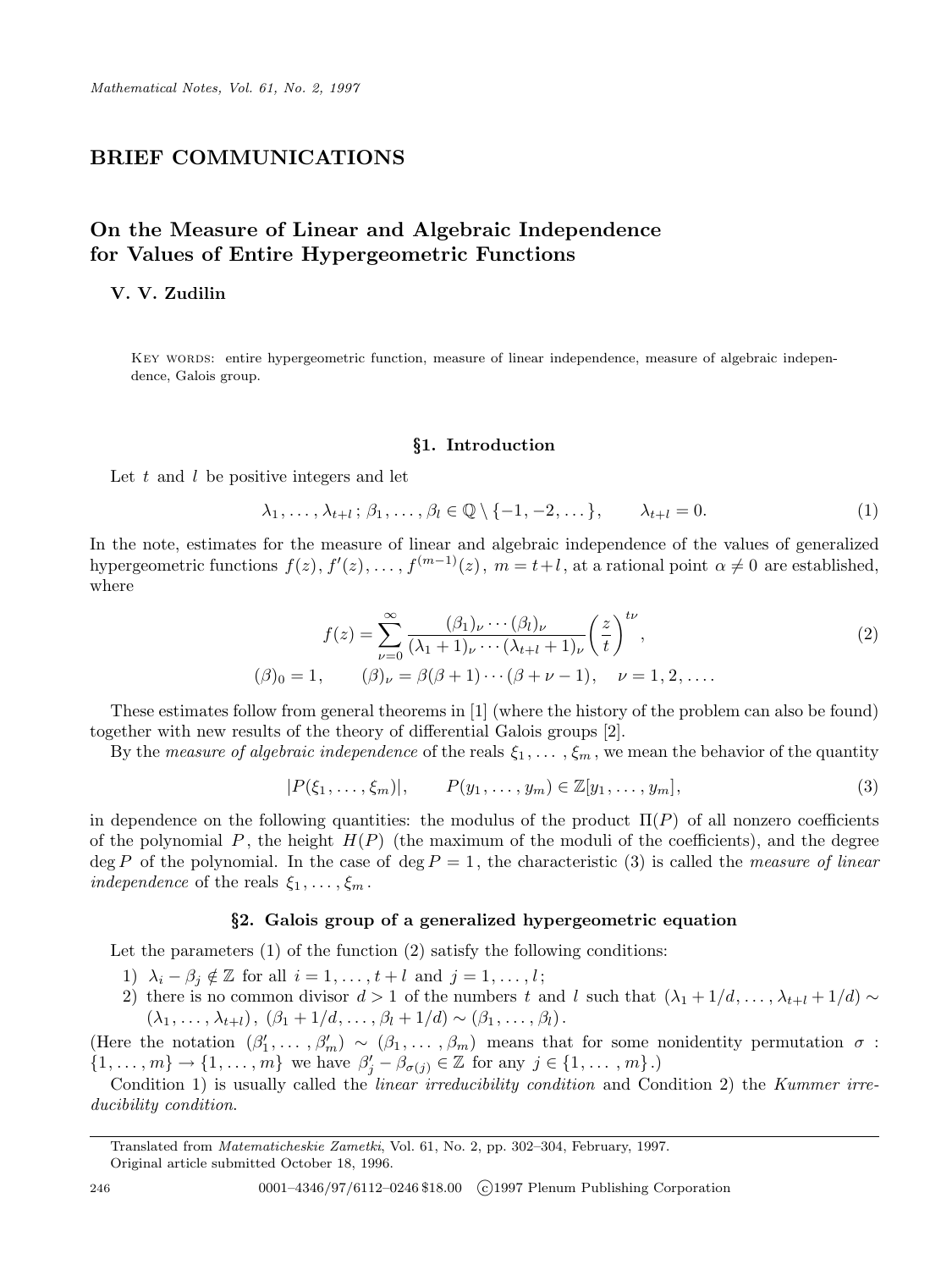## BRIEF COMMUNICATIONS

# On the Measure of Linear and Algebraic Independence for Values of Entire Hypergeometric Functions

**V. V. Zudilin**

KEY WORDS: entire hypergeometric function, measure of linear independence, measure of algebraic independence, Galois group.

### §1. Introduction

Let $t$ and $l$ be positive integers and let

$$\lambda_1, \dots, \lambda_{t+l}\,;\, \beta_1, \dots, \beta_l \in \mathbb{Q} \setminus \{-1, -2, \dots\}, \qquad \lambda_{t+l} = 0. \tag{1}$$

In the note, estimates for the measure of linear and algebraic independence of the values of generalized hypergeometric functions $f(z), f'(z), \dots, f^{(m-1)}(z)$, $m = t+l$, at a rational point $\alpha \neq 0$ are established, where

$$f(z) = \sum_{\nu=0}^{\infty} \frac{(\beta_1)_\nu \cdots (\beta_l)_\nu}{(\lambda_1+1)_\nu \cdots (\lambda_{t+l}+1)_\nu} \left(\frac{z}{t}\right)^{t\nu}, \tag{2}$$

$$(\beta)_0 = 1, \qquad (\beta)_\nu = \beta(\beta+1)\cdots(\beta+\nu-1), \quad \nu = 1, 2, \dots.$$

These estimates follow from general theorems in [1] (where the history of the problem can also be found) together with new results of the theory of differential Galois groups [2].

By the *measure of algebraic independence* of the reals $\xi_1, \dots, \xi_m$, we mean the behavior of the quantity

$$|P(\xi_1, \dots, \xi_m)|, \qquad P(y_1, \dots, y_m) \in \mathbb{Z}[y_1, \dots, y_m], \tag{3}$$

in dependence on the following quantities: the modulus of the product $\Pi(P)$ of all nonzero coefficients of the polynomial $P$, the height $H(P)$ (the maximum of the moduli of the coefficients), and the degree $\deg P$ of the polynomial. In the case of $\deg P = 1$, the characteristic (3) is called the *measure of linear independence* of the reals $\xi_1, \dots, \xi_m$.

### §2. Galois group of a generalized hypergeometric equation

Let the parameters (1) of the function (2) satisfy the following conditions:

1) $\lambda_i - \beta_j \notin \mathbb{Z}$ for all $i = 1, \dots, t+l$ and $j = 1, \dots, l$;
2) there is no common divisor $d > 1$ of the numbers $t$ and $l$ such that $(\lambda_1 + 1/d, \dots, \lambda_{t+l} + 1/d) \sim (\lambda_1, \dots, \lambda_{t+l})$, $(\beta_1 + 1/d, \dots, \beta_l + 1/d) \sim (\beta_1, \dots, \beta_l)$.

(Here the notation $(\beta'_1, \dots, \beta'_m) \sim (\beta_1, \dots, \beta_m)$ means that for some nonidentity permutation $\sigma : \{1, \dots, m\} \to \{1, \dots, m\}$ we have $\beta'_j - \beta_{\sigma(j)} \in \mathbb{Z}$ for any $j \in \{1, \dots, m\}$.)

Condition 1) is usually called the *linear irreducibility condition* and Condition 2) the *Kummer irreducibility condition.*

Translated from *Matematicheskie Zametki*, Vol. 61, No. 2, pp. 302–304, February, 1997.
Original article submitted October 18, 1996.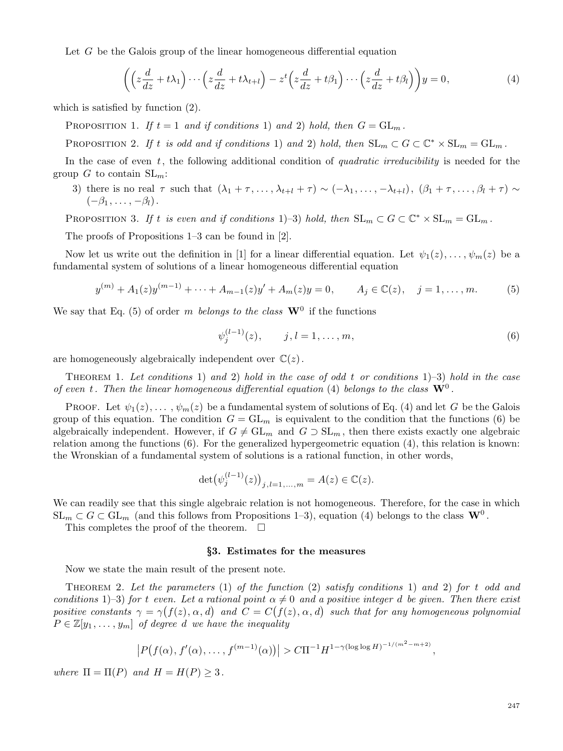Let $G$ be the Galois group of the linear homogeneous differential equation

$$\left(\left(z\frac{d}{dz}+t\lambda_1\right)\cdots\left(z\frac{d}{dz}+t\lambda_{t+l}\right)-z^t\left(z\frac{d}{dz}+t\beta_1\right)\cdots\left(z\frac{d}{dz}+t\beta_l\right)\right)y=0, \tag{4}$$

which is satisfied by function (2).

Proposition 1. *If $t=1$ and if conditions* 1) *and* 2) *hold, then $G=\mathrm{GL}_m$.*

Proposition 2. *If $t$ is odd and if conditions* 1) *and* 2) *hold, then $\mathrm{SL}_m\subset G\subset\mathbb{C}^*\times\mathrm{SL}_m=\mathrm{GL}_m$.*

In the case of even $t$, the following additional condition of *quadratic irreducibility* is needed for the group $G$ to contain $\mathrm{SL}_m$:

3) there is no real $\tau$ such that $(\lambda_1+\tau,\dots,\lambda_{t+l}+\tau)\sim(-\lambda_1,\dots,-\lambda_{t+l})$, $(\beta_1+\tau,\dots,\beta_l+\tau)\sim(-\beta_1,\dots,-\beta_l)$.

Proposition 3. *If $t$ is even and if conditions* 1)–3) *hold, then $\mathrm{SL}_m\subset G\subset\mathbb{C}^*\times\mathrm{SL}_m=\mathrm{GL}_m$.*

The proofs of Propositions 1–3 can be found in [2].

Now let us write out the definition in [1] for a linear differential equation. Let $\psi_1(z),\dots,\psi_m(z)$ be a fundamental system of solutions of a linear homogeneous differential equation

$$y^{(m)}+A_1(z)y^{(m-1)}+\dots+A_{m-1}(z)y'+A_m(z)y=0,\qquad A_j\in\mathbb{C}(z),\quad j=1,\dots,m. \tag{5}$$

We say that Eq. (5) of order $m$ *belongs to the class* $\mathbf{W}^0$ if the functions

$$\psi_j^{(l-1)}(z),\qquad j,l=1,\dots,m, \tag{6}$$

are homogeneously algebraically independent over $\mathbb{C}(z)$.

Theorem 1. *Let conditions* 1) *and* 2) *hold in the case of odd $t$ or conditions* 1)–3) *hold in the case of even $t$. Then the linear homogeneous differential equation* (4) *belongs to the class* $\mathbf{W}^0$.

Proof. Let $\psi_1(z),\dots,\psi_m(z)$ be a fundamental system of solutions of Eq. (4) and let $G$ be the Galois group of this equation. The condition $G=\mathrm{GL}_m$ is equivalent to the condition that the functions (6) be algebraically independent. However, if $G\neq\mathrm{GL}_m$ and $G\supset\mathrm{SL}_m$, then there exists exactly one algebraic relation among the functions (6). For the generalized hypergeometric equation (4), this relation is known: the Wronskian of a fundamental system of solutions is a rational function, in other words,

$$\det\left(\psi_j^{(l-1)}(z)\right)_{j,l=1,\dots,m}=A(z)\in\mathbb{C}(z).$$

We can readily see that this single algebraic relation is not homogeneous. Therefore, for the case in which $\mathrm{SL}_m\subset G\subset\mathrm{GL}_m$ (and this follows from Propositions 1–3), equation (4) belongs to the class $\mathbf{W}^0$.

This completes the proof of the theorem. $\square$

### §3. Estimates for the measures

Now we state the main result of the present note.

Theorem 2. *Let the parameters* (1) *of the function* (2) *satisfy conditions* 1) *and* 2) *for $t$ odd and conditions* 1)–3) *for $t$ even. Let a rational point $\alpha\neq0$ and a positive integer $d$ be given. Then there exist positive constants $\gamma=\gamma\big(f(z),\alpha,d\big)$ and $C=C\big(f(z),\alpha,d\big)$ such that for any homogeneous polynomial $P\in\mathbb{Z}[y_1,\dots,y_m]$ of degree $d$ we have the inequality*

$$\left|P\big(f(\alpha),f'(\alpha),\dots,f^{(m-1)}(\alpha)\big)\right|>C\Pi^{-1}H^{1-\gamma(\log\log H)^{-1/(m^2-m+2)}},$$

*where $\Pi=\Pi(P)$ and $H=H(P)\geq3$.*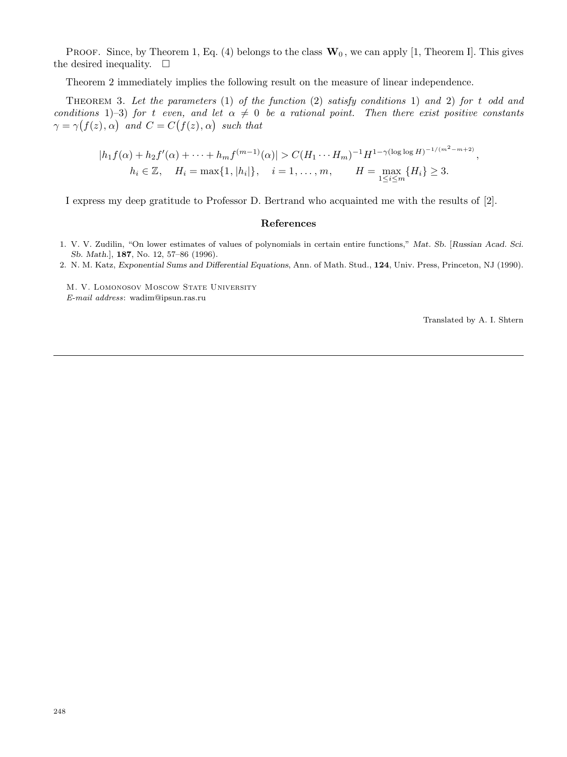Proof. Since, by Theorem 1, Eq. (4) belongs to the class $\mathbf{W}_0$, we can apply [1, Theorem I]. This gives the desired inequality. $\square$

Theorem 2 immediately implies the following result on the measure of linear independence.

Theorem 3. *Let the parameters* (1) *of the function* (2) *satisfy conditions* 1) *and* 2) *for* $t$ *odd and conditions* 1)–3) *for* $t$ *even, and let* $\alpha \neq 0$ *be a rational point. Then there exist positive constants* $\gamma = \gamma\big(f(z), \alpha\big)$ *and* $C = C\big(f(z), \alpha\big)$ *such that*

$$|h_1 f(\alpha) + h_2 f'(\alpha) + \cdots + h_m f^{(m-1)}(\alpha)| > C(H_1 \cdots H_m)^{-1} H^{1-\gamma(\log\log H)^{-1/(m^2-m+2)}},$$
$$h_i \in \mathbb{Z}, \quad H_i = \max\{1, |h_i|\}, \quad i = 1, \dots, m, \qquad H = \max_{1 \le i \le m}\{H_i\} \ge 3.$$

I express my deep gratitude to Professor D. Bertrand who acquainted me with the results of [2].

## References

1. V. V. Zudilin, "On lower estimates of values of polynomials in certain entire functions," *Mat. Sb.* [*Russian Acad. Sci. Sb. Math.*], **187**, No. 12, 57–86 (1996).
2. N. M. Katz, *Exponential Sums and Differential Equations*, Ann. of Math. Stud., **124**, Univ. Press, Princeton, NJ (1990).

M. V. Lomonosov Moscow State University
*E-mail address*: wadim@ipsun.ras.ru

Translated by A. I. Shtern